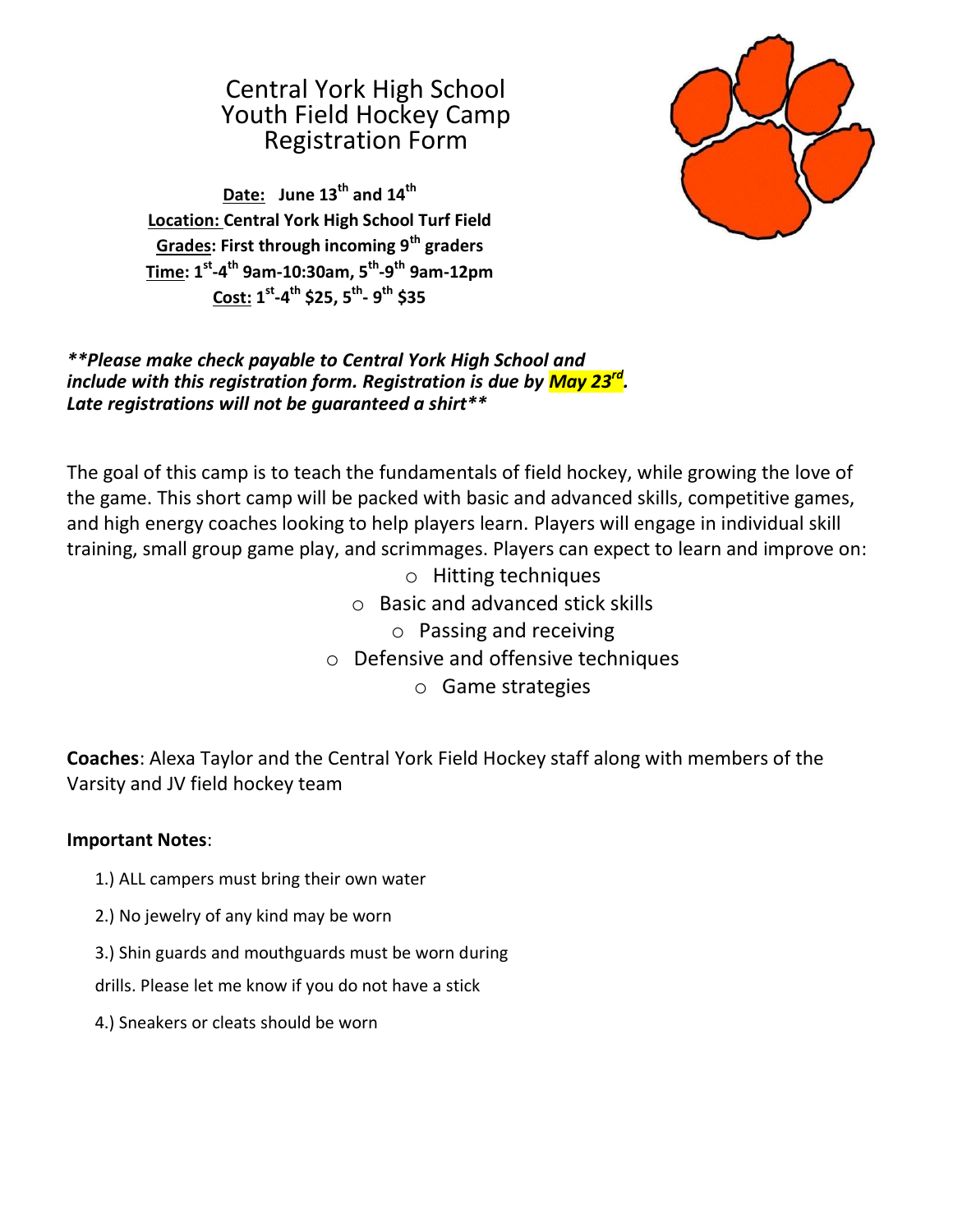# Central York High School
# Youth Field Hockey Camp
# Registration Form

**Date: June 13th and 14th**
**Location: Central York High School Turf Field**
**Grades: First through incoming 9th graders**
**Time: 1st-4th 9am-10:30am, 5th-9th 9am-12pm**
**Cost: 1st-4th $25, 5th- 9th $35**

***\*\*Please make check payable to Central York High School and include with this registration form. Registration is due by May 23rd. Late registrations will not be guaranteed a shirt\*\****

The goal of this camp is to teach the fundamentals of field hockey, while growing the love of the game. This short camp will be packed with basic and advanced skills, competitive games, and high energy coaches looking to help players learn. Players will engage in individual skill training, small group game play, and scrimmages. Players can expect to learn and improve on:

- Hitting techniques
- Basic and advanced stick skills
- Passing and receiving
- Defensive and offensive techniques
- Game strategies

**Coaches**: Alexa Taylor and the Central York Field Hockey staff along with members of the Varsity and JV field hockey team

**Important Notes**:

1.) ALL campers must bring their own water

2.) No jewelry of any kind may be worn

3.) Shin guards and mouthguards must be worn during drills. Please let me know if you do not have a stick

4.) Sneakers or cleats should be worn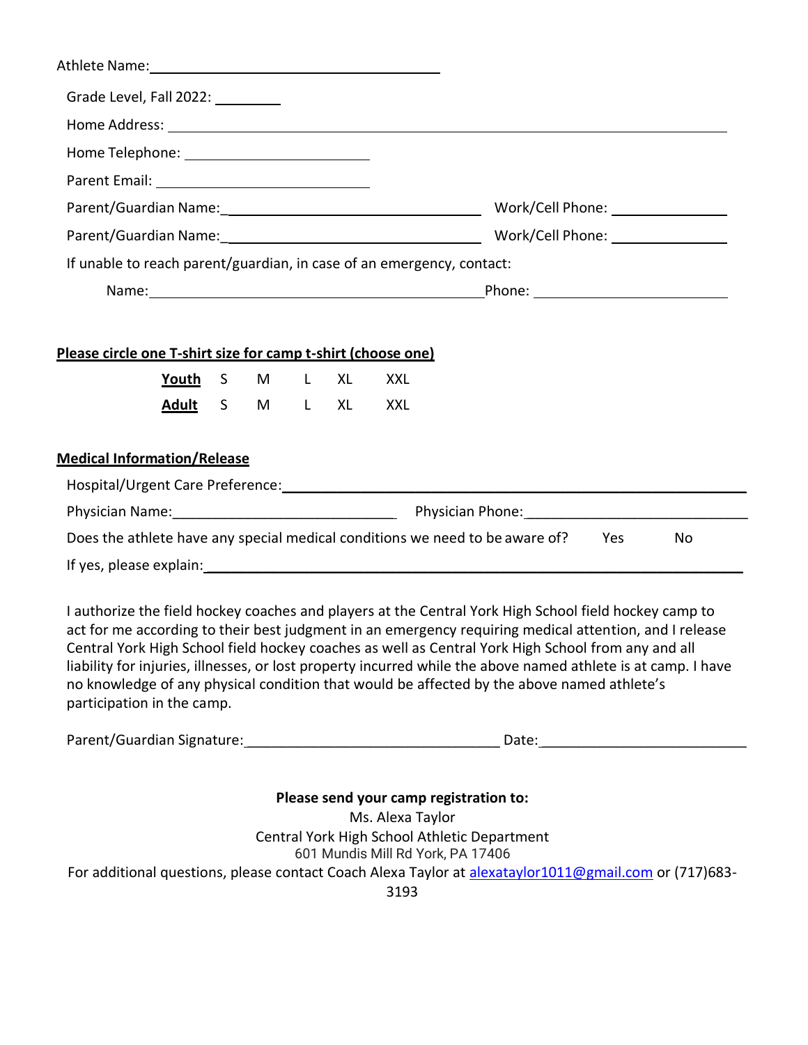Athlete Name: ____________________________________

Grade Level, Fall 2022: ________

Home Address: ______________________________________________________________

Home Telephone: ______________________

Parent Email: ________________________

Parent/Guardian Name: ______________________________ Work/Cell Phone: ______________

Parent/Guardian Name: ______________________________ Work/Cell Phone: ______________

If unable to reach parent/guardian, in case of an emergency, contact:

Name: ________________________________________ Phone: ______________________

**Please circle one T-shirt size for camp t-shirt (choose one)**

| | | | | | |
|---|---|---|---|---|---|
| **Youth** | S | M | L | XL | XXL |
| **Adult** | S | M | L | XL | XXL |

**Medical Information/Release**

Hospital/Urgent Care Preference: __________________________________________________

Physician Name: __________________________ Physician Phone: __________________________

Does the athlete have any special medical conditions we need to be aware of? Yes No

If yes, please explain: __________________________________________________________

I authorize the field hockey coaches and players at the Central York High School field hockey camp to act for me according to their best judgment in an emergency requiring medical attention, and I release Central York High School field hockey coaches as well as Central York High School from any and all liability for injuries, illnesses, or lost property incurred while the above named athlete is at camp. I have no knowledge of any physical condition that would be affected by the above named athlete's participation in the camp.

Parent/Guardian Signature: ______________________________ Date: ________________________

**Please send your camp registration to:**

Ms. Alexa Taylor
Central York High School Athletic Department
601 Mundis Mill Rd York, PA 17406
For additional questions, please contact Coach Alexa Taylor at alexataylor1011@gmail.com or (717)683-3193